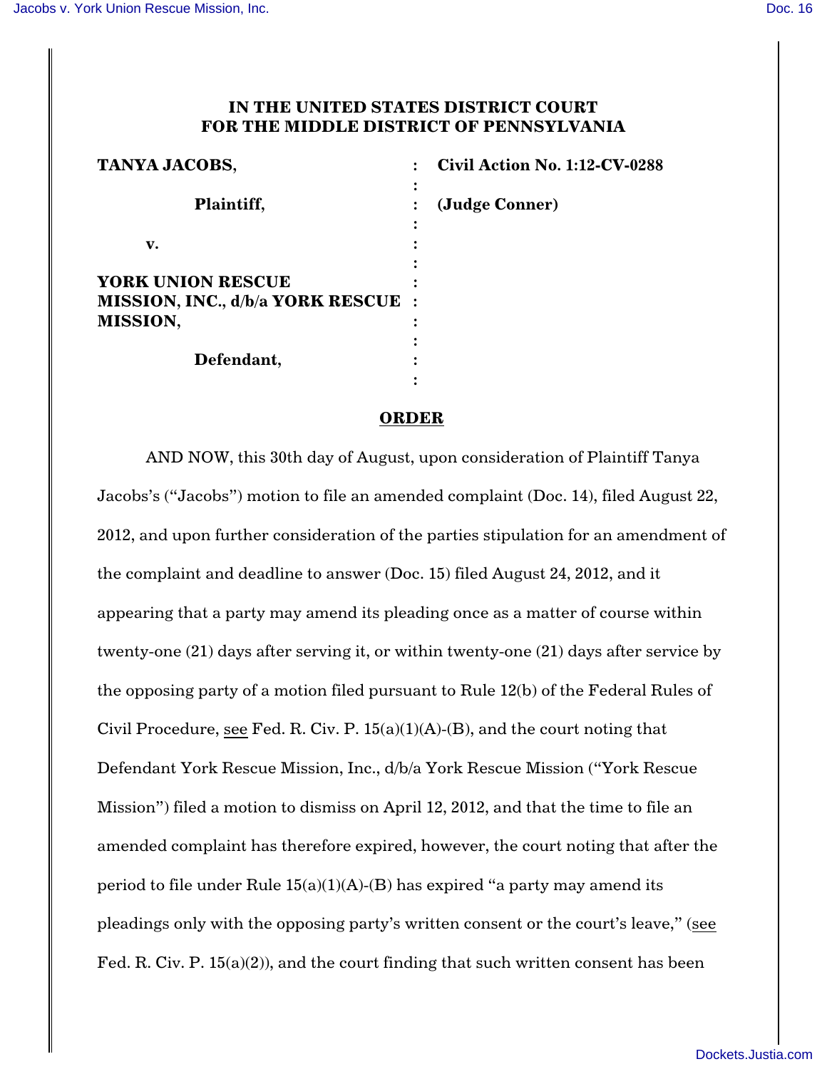**IN THE UNITED STATES DISTRICT COURT FOR THE MIDDLE DISTRICT OF PENNSYLVANIA**

| | | |
|---|---|---|
| **TANYA JACOBS,** | : | **Civil Action No. 1:12-CV-0288** |
| | : | |
| **Plaintiff,** | : | **(Judge Conner)** |
| | : | |
| **v.** | : | |
| | : | |
| **YORK UNION RESCUE MISSION, INC., d/b/a YORK RESCUE MISSION,** | : | |
| | : | |
| **Defendant,** | : | |

## ORDER

AND NOW, this 30th day of August, upon consideration of Plaintiff Tanya Jacobs's ("Jacobs") motion to file an amended complaint (Doc. 14), filed August 22, 2012, and upon further consideration of the parties stipulation for an amendment of the complaint and deadline to answer (Doc. 15) filed August 24, 2012, and it appearing that a party may amend its pleading once as a matter of course within twenty-one (21) days after serving it, or within twenty-one (21) days after service by the opposing party of a motion filed pursuant to Rule 12(b) of the Federal Rules of Civil Procedure, see Fed. R. Civ. P. 15(a)(1)(A)-(B), and the court noting that Defendant York Rescue Mission, Inc., d/b/a York Rescue Mission ("York Rescue Mission") filed a motion to dismiss on April 12, 2012, and that the time to file an amended complaint has therefore expired, however, the court noting that after the period to file under Rule 15(a)(1)(A)-(B) has expired "a party may amend its pleadings only with the opposing party's written consent or the court's leave," (see Fed. R. Civ. P. 15(a)(2)), and the court finding that such written consent has been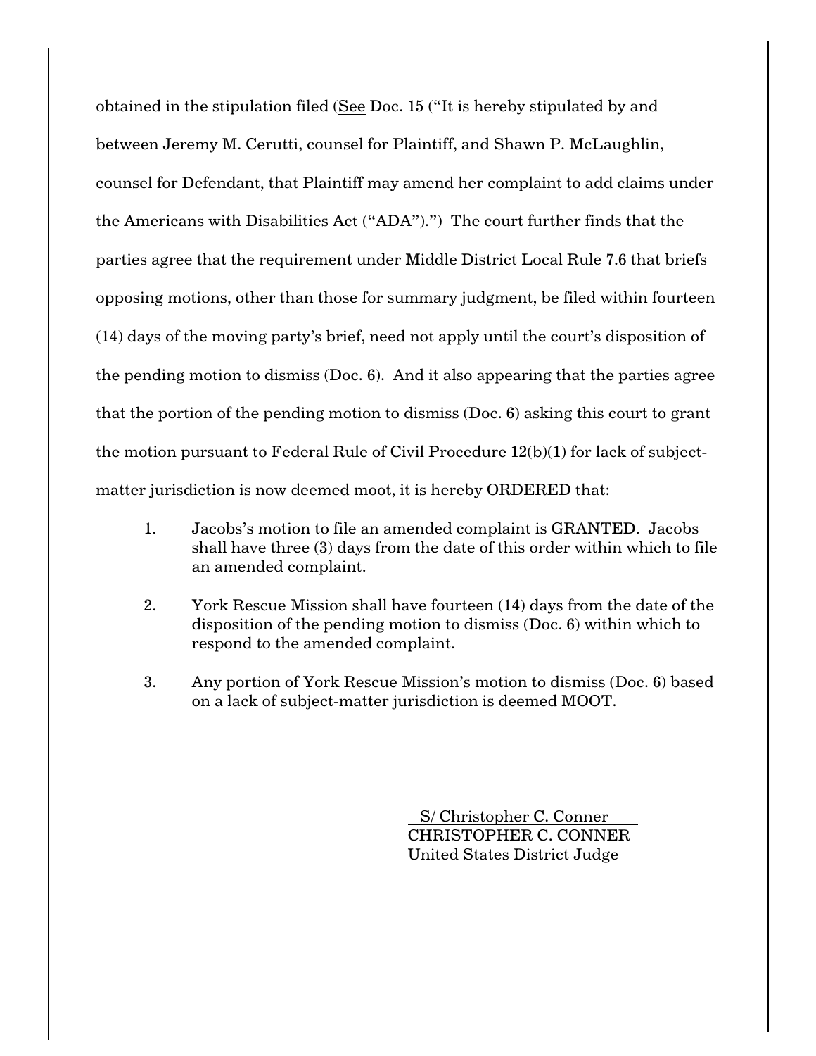obtained in the stipulation filed (See Doc. 15 ("It is hereby stipulated by and between Jeremy M. Cerutti, counsel for Plaintiff, and Shawn P. McLaughlin, counsel for Defendant, that Plaintiff may amend her complaint to add claims under the Americans with Disabilities Act ("ADA").") The court further finds that the parties agree that the requirement under Middle District Local Rule 7.6 that briefs opposing motions, other than those for summary judgment, be filed within fourteen (14) days of the moving party's brief, need not apply until the court's disposition of the pending motion to dismiss (Doc. 6). And it also appearing that the parties agree that the portion of the pending motion to dismiss (Doc. 6) asking this court to grant the motion pursuant to Federal Rule of Civil Procedure 12(b)(1) for lack of subject-matter jurisdiction is now deemed moot, it is hereby ORDERED that:

1. Jacobs's motion to file an amended complaint is GRANTED. Jacobs shall have three (3) days from the date of this order within which to file an amended complaint.

2. York Rescue Mission shall have fourteen (14) days from the date of the disposition of the pending motion to dismiss (Doc. 6) within which to respond to the amended complaint.

3. Any portion of York Rescue Mission's motion to dismiss (Doc. 6) based on a lack of subject-matter jurisdiction is deemed MOOT.

S/ Christopher C. Conner
CHRISTOPHER C. CONNER
United States District Judge